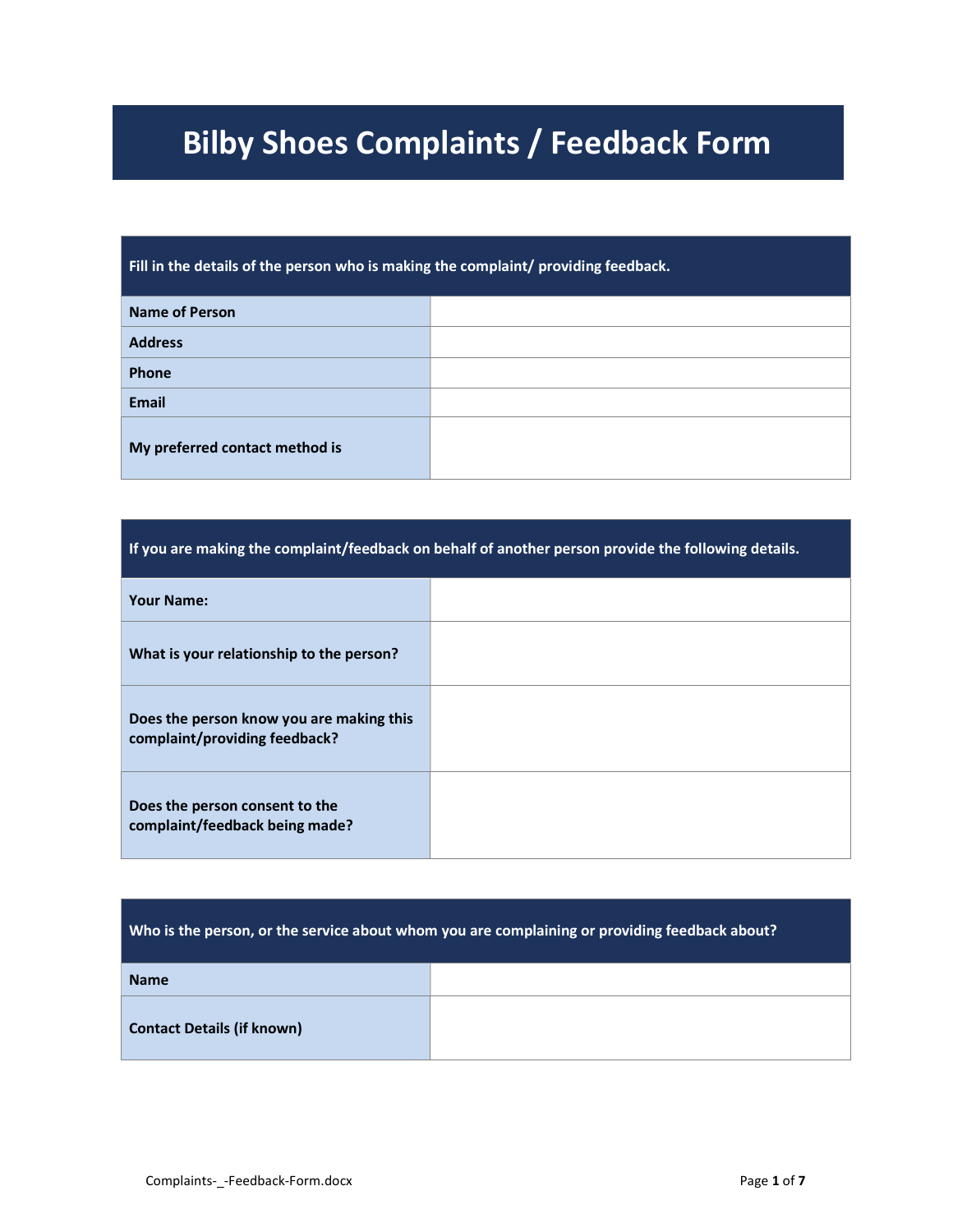# Bilby Shoes Complaints / Feedback Form

| Fill in the details of the person who is making the complaint/ providing feedback. | |
|---|---|
| **Name of Person** | |
| **Address** | |
| **Phone** | |
| **Email** | |
| **My preferred contact method is** | |

| If you are making the complaint/feedback on behalf of another person provide the following details. | |
|---|---|
| **Your Name:** | |
| **What is your relationship to the person?** | |
| **Does the person know you are making this complaint/providing feedback?** | |
| **Does the person consent to the complaint/feedback being made?** | |

| Who is the person, or the service about whom you are complaining or providing feedback about? | |
|---|---|
| **Name** | |
| **Contact Details (if known)** | |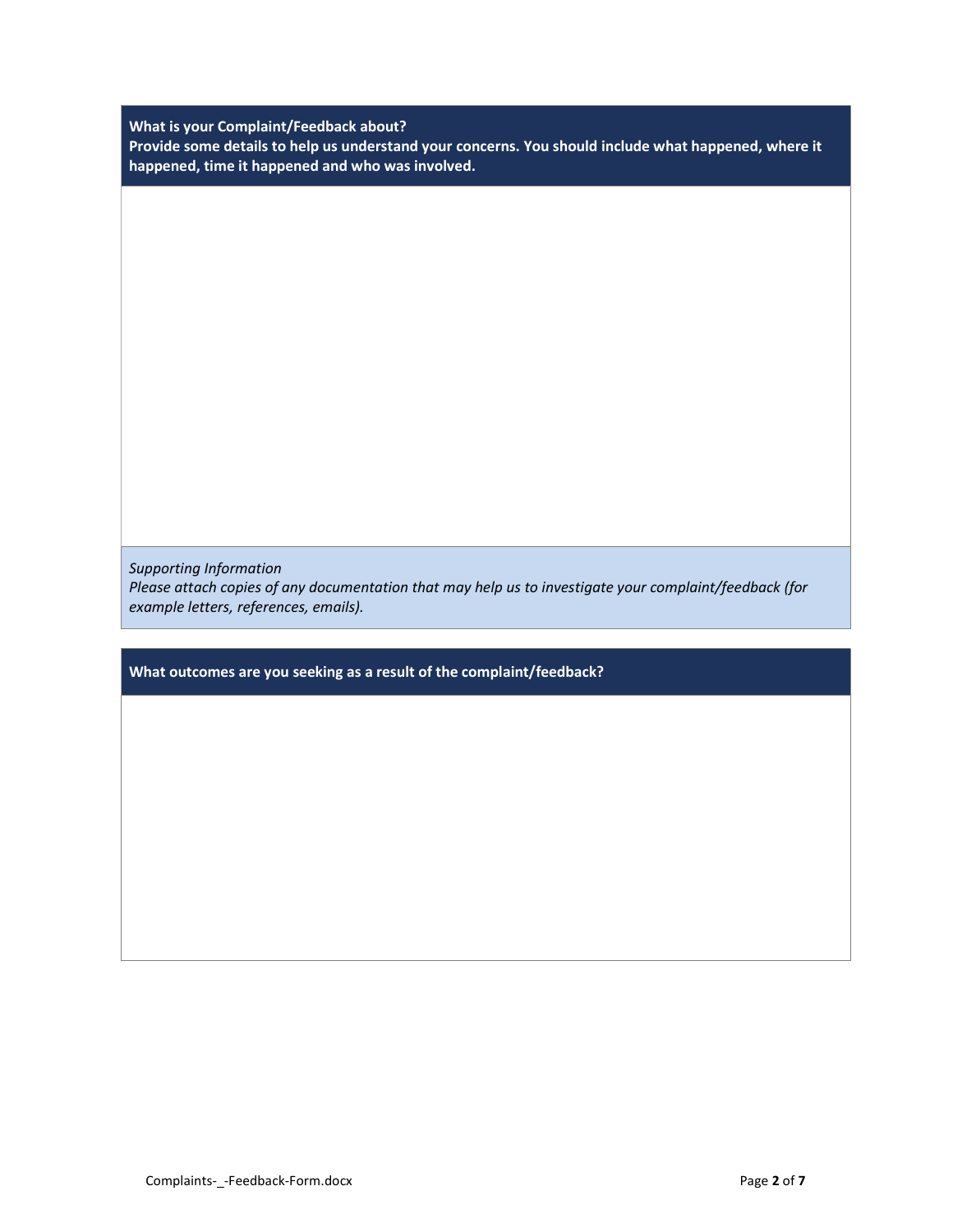**What is your Complaint/Feedback about?**
**Provide some details to help us understand your concerns. You should include what happened, where it happened, time it happened and who was involved.**

*Supporting Information*
*Please attach copies of any documentation that may help us to investigate your complaint/feedback (for example letters, references, emails).*

**What outcomes are you seeking as a result of the complaint/feedback?**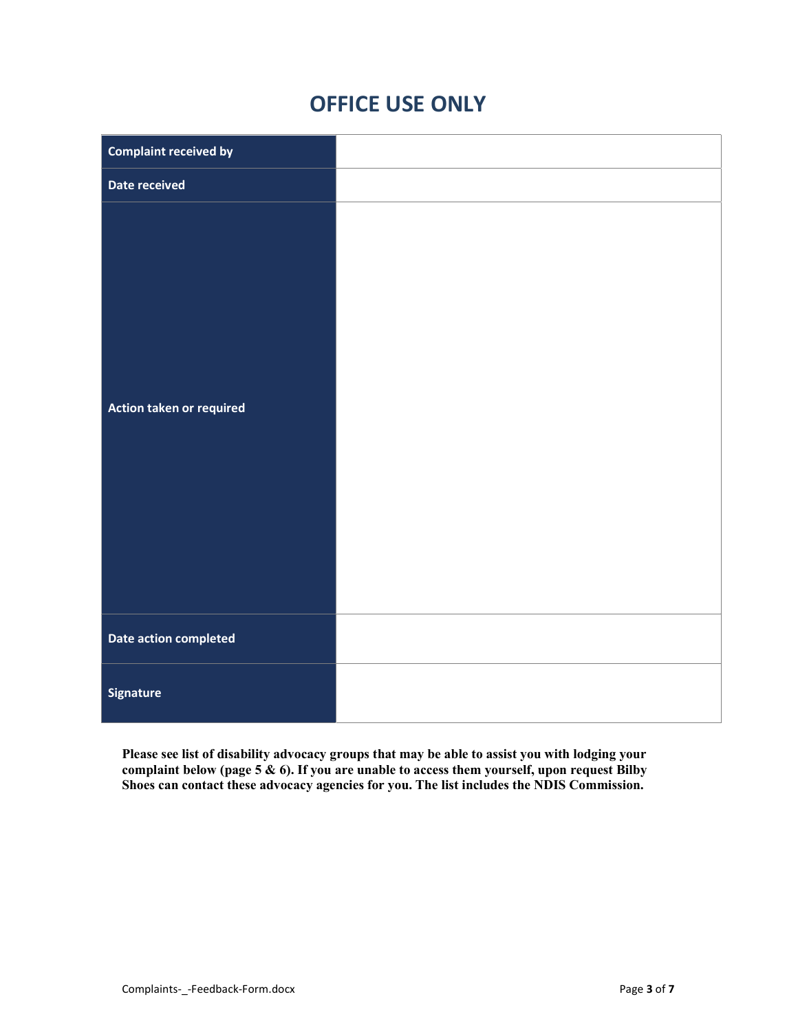# OFFICE USE ONLY

| | |
|---|---|
| **Complaint received by** | |
| **Date received** | |
| **Action taken or required** | |
| **Date action completed** | |
| **Signature** | |

**Please see list of disability advocacy groups that may be able to assist you with lodging your complaint below (page 5 & 6). If you are unable to access them yourself, upon request Bilby Shoes can contact these advocacy agencies for you. The list includes the NDIS Commission.**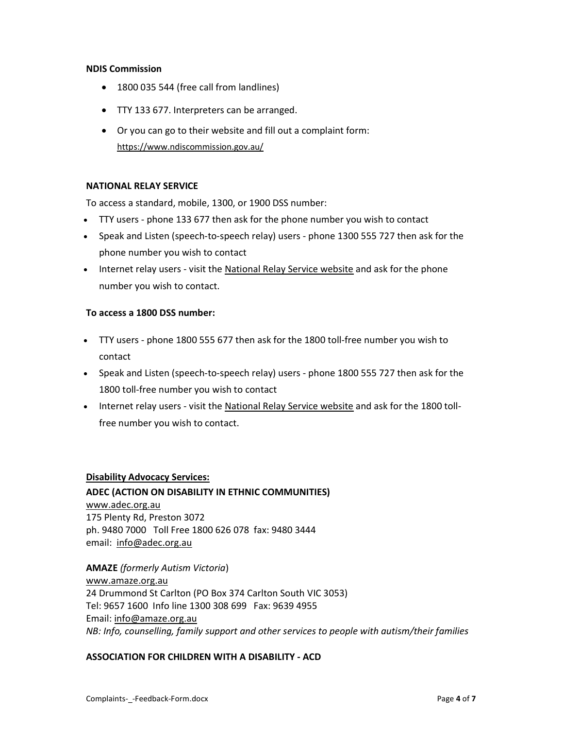**NDIS Commission**

- 1800 035 544 (free call from landlines)
- TTY 133 677. Interpreters can be arranged.
- Or you can go to their website and fill out a complaint form: https://www.ndiscommission.gov.au/

**NATIONAL RELAY SERVICE**

To access a standard, mobile, 1300, or 1900 DSS number:

- TTY users - phone 133 677 then ask for the phone number you wish to contact
- Speak and Listen (speech-to-speech relay) users - phone 1300 555 727 then ask for the phone number you wish to contact
- Internet relay users - visit the National Relay Service website and ask for the phone number you wish to contact.

**To access a 1800 DSS number:**

- TTY users - phone 1800 555 677 then ask for the 1800 toll-free number you wish to contact
- Speak and Listen (speech-to-speech relay) users - phone 1800 555 727 then ask for the 1800 toll-free number you wish to contact
- Internet relay users - visit the National Relay Service website and ask for the 1800 toll-free number you wish to contact.

**Disability Advocacy Services:**

**ADEC (ACTION ON DISABILITY IN ETHNIC COMMUNITIES)**
www.adec.org.au
175 Plenty Rd, Preston 3072
ph. 9480 7000 Toll Free 1800 626 078 fax: 9480 3444
email: info@adec.org.au

**AMAZE** *(formerly Autism Victoria*)
www.amaze.org.au
24 Drummond St Carlton (PO Box 374 Carlton South VIC 3053)
Tel: 9657 1600 Info line 1300 308 699 Fax: 9639 4955
Email: info@amaze.org.au
*NB: Info, counselling, family support and other services to people with autism/their families*

**ASSOCIATION FOR CHILDREN WITH A DISABILITY - ACD**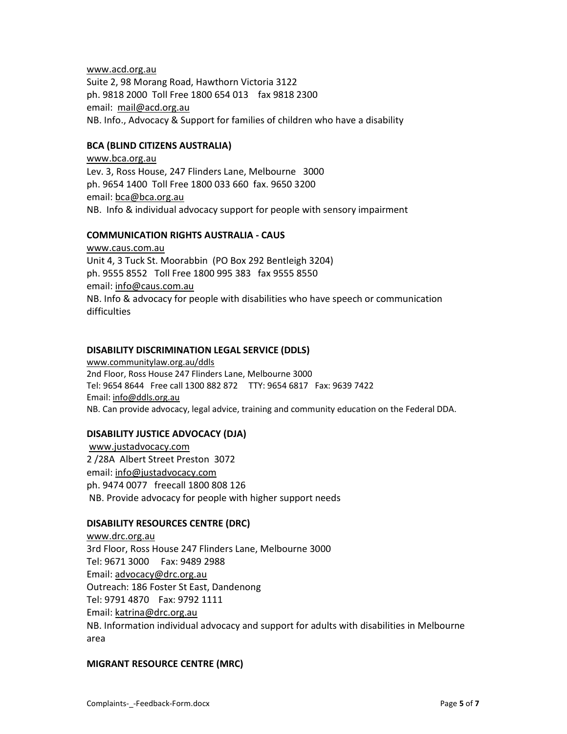www.acd.org.au
Suite 2, 98 Morang Road, Hawthorn Victoria 3122
ph. 9818 2000 Toll Free 1800 654 013 fax 9818 2300
email: mail@acd.org.au
NB. Info., Advocacy & Support for families of children who have a disability

**BCA (BLIND CITIZENS AUSTRALIA)**

www.bca.org.au
Lev. 3, Ross House, 247 Flinders Lane, Melbourne 3000
ph. 9654 1400 Toll Free 1800 033 660 fax. 9650 3200
email: bca@bca.org.au
NB. Info & individual advocacy support for people with sensory impairment

**COMMUNICATION RIGHTS AUSTRALIA - CAUS**

www.caus.com.au
Unit 4, 3 Tuck St. Moorabbin (PO Box 292 Bentleigh 3204)
ph. 9555 8552 Toll Free 1800 995 383 fax 9555 8550
email: info@caus.com.au
NB. Info & advocacy for people with disabilities who have speech or communication difficulties

**DISABILITY DISCRIMINATION LEGAL SERVICE (DDLS)**

www.communitylaw.org.au/ddls
2nd Floor, Ross House 247 Flinders Lane, Melbourne 3000
Tel: 9654 8644 Free call 1300 882 872 TTY: 9654 6817 Fax: 9639 7422
Email: info@ddls.org.au
NB. Can provide advocacy, legal advice, training and community education on the Federal DDA.

**DISABILITY JUSTICE ADVOCACY (DJA)**

www.justadvocacy.com
2 /28A Albert Street Preston 3072
email: info@justadvocacy.com
ph. 9474 0077 freecall 1800 808 126
NB. Provide advocacy for people with higher support needs

**DISABILITY RESOURCES CENTRE (DRC)**

www.drc.org.au
3rd Floor, Ross House 247 Flinders Lane, Melbourne 3000
Tel: 9671 3000 Fax: 9489 2988
Email: advocacy@drc.org.au
Outreach: 186 Foster St East, Dandenong
Tel: 9791 4870 Fax: 9792 1111
Email: katrina@drc.org.au
NB. Information individual advocacy and support for adults with disabilities in Melbourne area

**MIGRANT RESOURCE CENTRE (MRC)**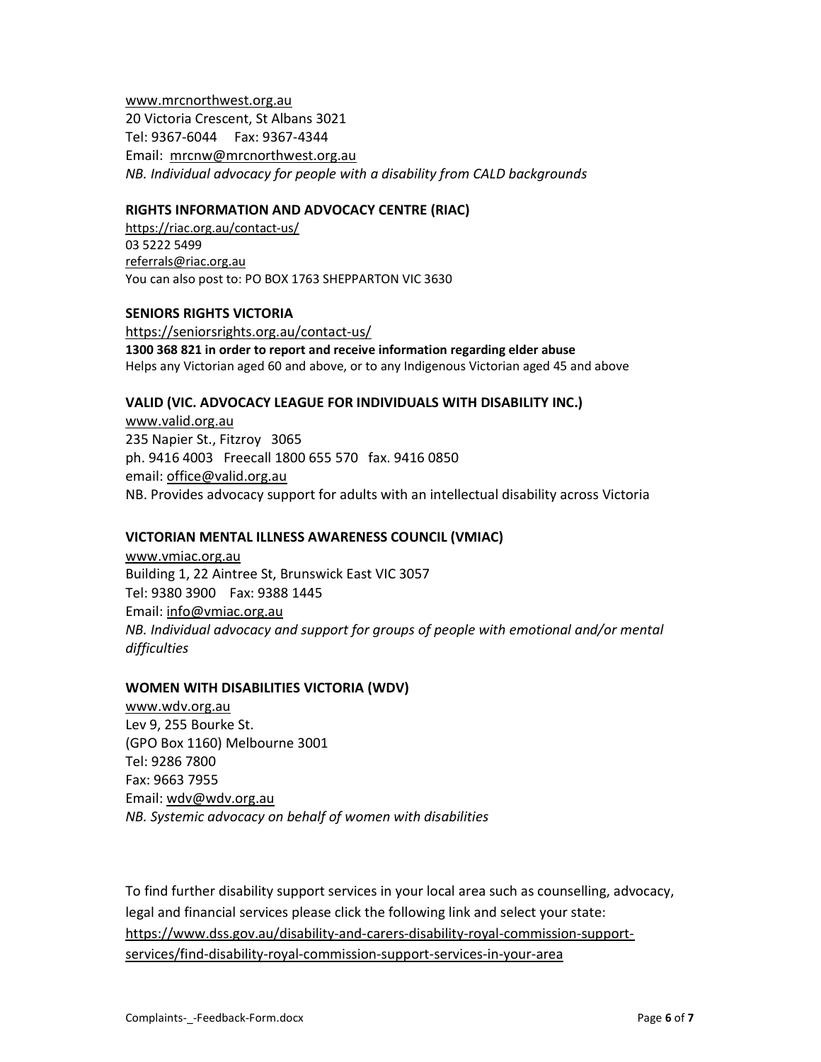www.mrcnorthwest.org.au
20 Victoria Crescent, St Albans 3021
Tel: 9367-6044     Fax: 9367-4344
Email: mrcnw@mrcnorthwest.org.au
*NB. Individual advocacy for people with a disability from CALD backgrounds*

**RIGHTS INFORMATION AND ADVOCACY CENTRE (RIAC)**
https://riac.org.au/contact-us/
03 5222 5499
referrals@riac.org.au
You can also post to: PO BOX 1763 SHEPPARTON VIC 3630

**SENIORS RIGHTS VICTORIA**
https://seniorsrights.org.au/contact-us/
**1300 368 821 in order to report and receive information regarding elder abuse**
Helps any Victorian aged 60 and above, or to any Indigenous Victorian aged 45 and above

**VALID (VIC. ADVOCACY LEAGUE FOR INDIVIDUALS WITH DISABILITY INC.)**
www.valid.org.au
235 Napier St., Fitzroy 3065
ph. 9416 4003   Freecall 1800 655 570   fax. 9416 0850
email: office@valid.org.au
NB. Provides advocacy support for adults with an intellectual disability across Victoria

**VICTORIAN MENTAL ILLNESS AWARENESS COUNCIL (VMIAC)**
www.vmiac.org.au
Building 1, 22 Aintree St, Brunswick East VIC 3057
Tel: 9380 3900   Fax: 9388 1445
Email: info@vmiac.org.au
*NB. Individual advocacy and support for groups of people with emotional and/or mental difficulties*

**WOMEN WITH DISABILITIES VICTORIA (WDV)**
www.wdv.org.au
Lev 9, 255 Bourke St.
(GPO Box 1160) Melbourne 3001
Tel: 9286 7800
Fax: 9663 7955
Email: wdv@wdv.org.au
*NB. Systemic advocacy on behalf of women with disabilities*

To find further disability support services in your local area such as counselling, advocacy, legal and financial services please click the following link and select your state:
https://www.dss.gov.au/disability-and-carers-disability-royal-commission-support-services/find-disability-royal-commission-support-services-in-your-area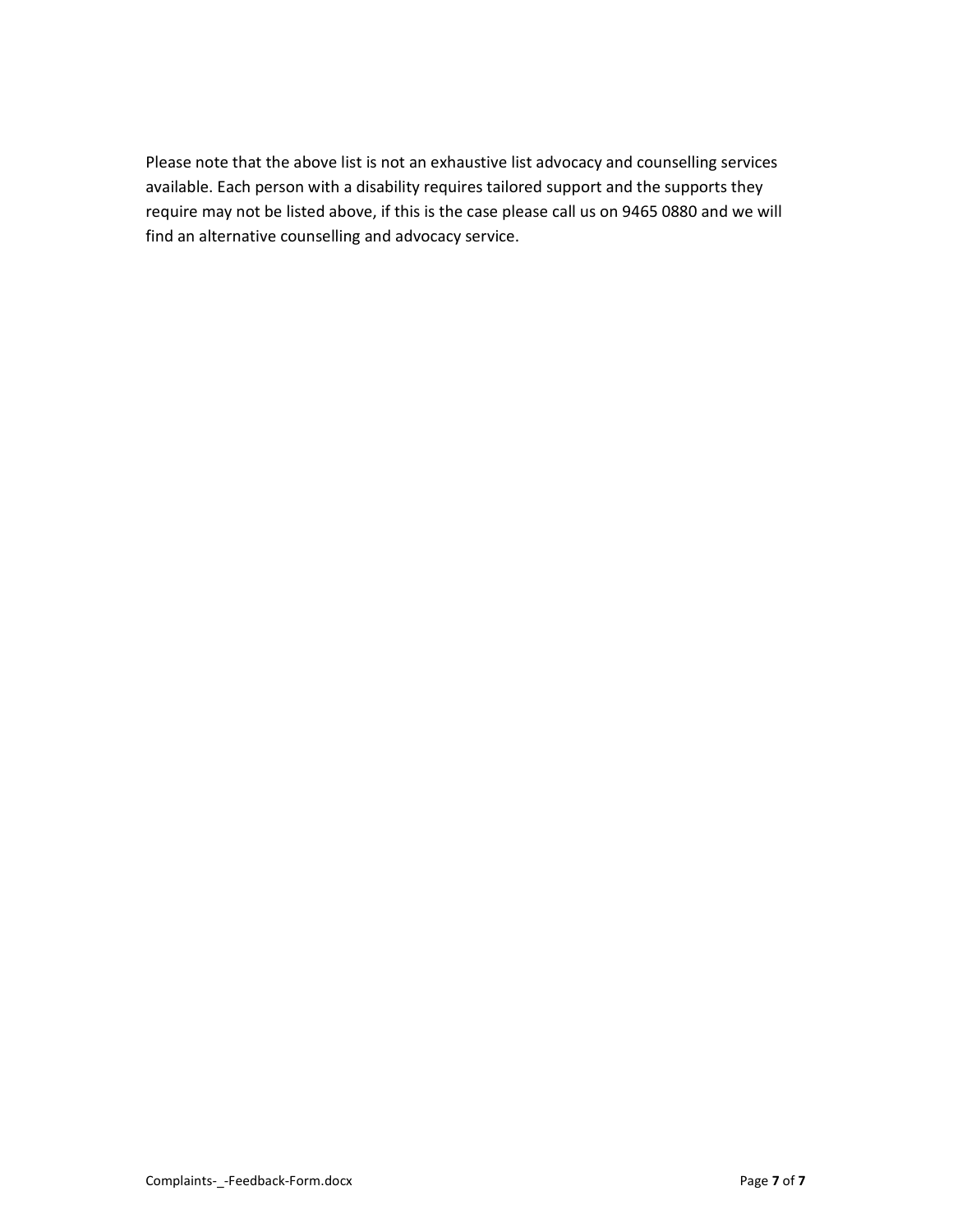Please note that the above list is not an exhaustive list advocacy and counselling services available. Each person with a disability requires tailored support and the supports they require may not be listed above, if this is the case please call us on 9465 0880 and we will find an alternative counselling and advocacy service.